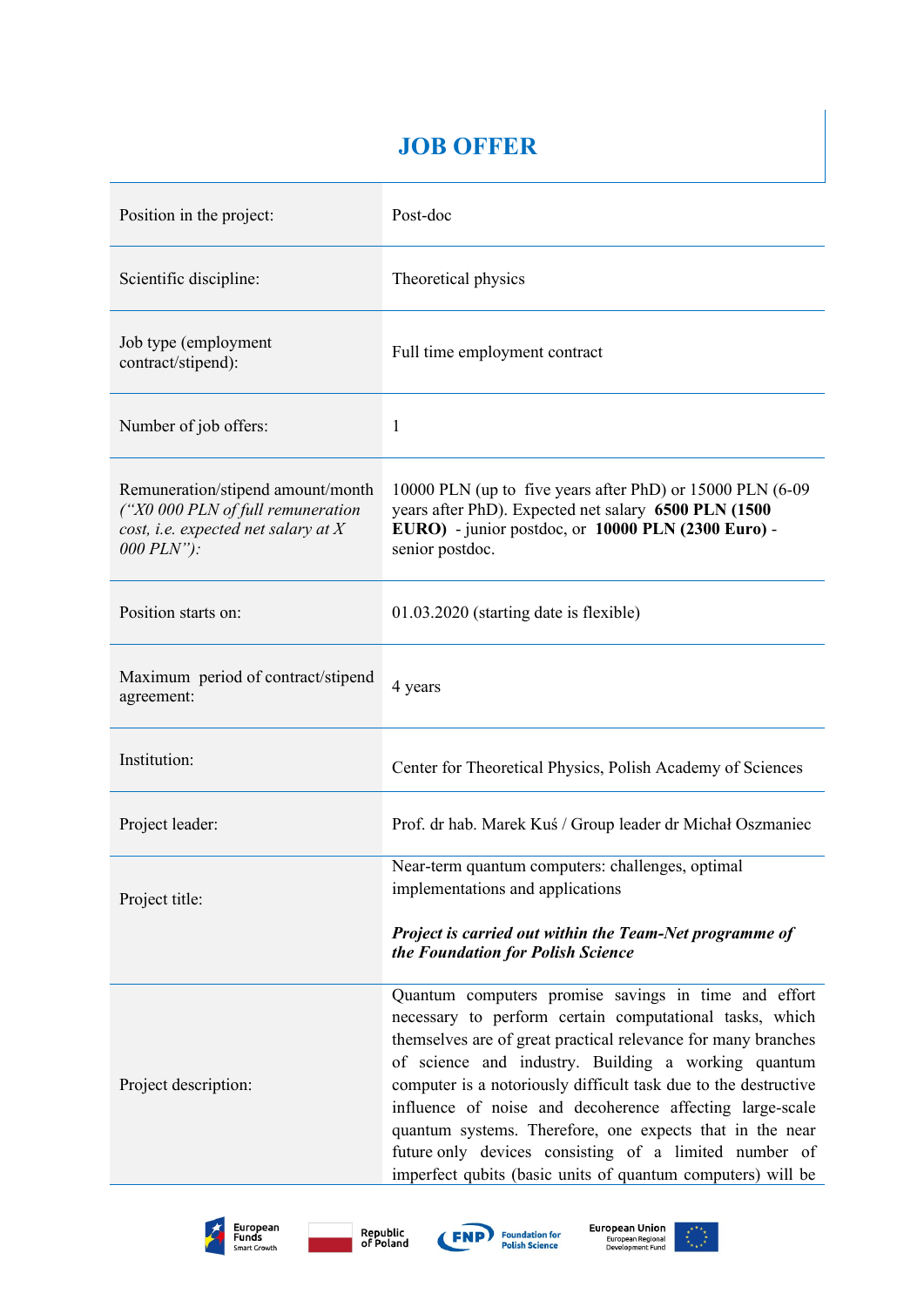# JOB OFFER

| | |
|---|---|
| Position in the project: | Post-doc |
| Scientific discipline: | Theoretical physics |
| Job type (employment contract/stipend): | Full time employment contract |
| Number of job offers: | 1 |
| Remuneration/stipend amount/month *("X0 000 PLN of full remuneration cost, i.e. expected net salary at X 000 PLN"):* | 10000 PLN (up to five years after PhD) or 15000 PLN (6-09 years after PhD). Expected net salary **6500 PLN (1500 EURO)** - junior postdoc, or **10000 PLN (2300 Euro)** - senior postdoc. |
| Position starts on: | 01.03.2020 (starting date is flexible) |
| Maximum period of contract/stipend agreement: | 4 years |
| Institution: | Center for Theoretical Physics, Polish Academy of Sciences |
| Project leader: | Prof. dr hab. Marek Kuś / Group leader dr Michał Oszmaniec |
| Project title: | Near-term quantum computers: challenges, optimal implementations and applications<br><br>***Project is carried out within the Team-Net programme of the Foundation for Polish Science*** |
| Project description: | Quantum computers promise savings in time and effort necessary to perform certain computational tasks, which themselves are of great practical relevance for many branches of science and industry. Building a working quantum computer is a notoriously difficult task due to the destructive influence of noise and decoherence affecting large-scale quantum systems. Therefore, one expects that in the near future only devices consisting of a limited number of imperfect qubits (basic units of quantum computers) will be |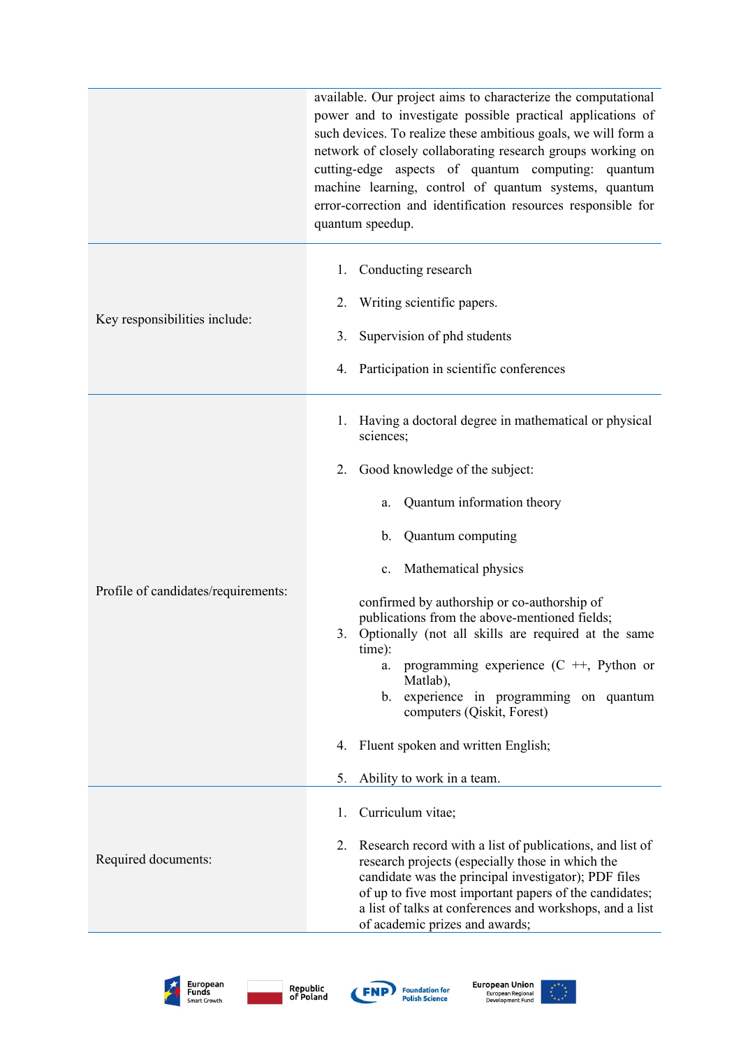| | |
|---|---|
| | available. Our project aims to characterize the computational power and to investigate possible practical applications of such devices. To realize these ambitious goals, we will form a network of closely collaborating research groups working on cutting-edge aspects of quantum computing: quantum machine learning, control of quantum systems, quantum error-correction and identification resources responsible for quantum speedup. |
| Key responsibilities include: | 1. Conducting research<br><br>2. Writing scientific papers.<br><br>3. Supervision of phd students<br><br>4. Participation in scientific conferences |
| Profile of candidates/requirements: | 1. Having a doctoral degree in mathematical or physical sciences;<br><br>2. Good knowledge of the subject:<br>a. Quantum information theory<br>b. Quantum computing<br>c. Mathematical physics<br><br>confirmed by authorship or co-authorship of publications from the above-mentioned fields;<br>3. Optionally (not all skills are required at the same time):<br>a. programming experience (C ++, Python or Matlab),<br>b. experience in programming on quantum computers (Qiskit, Forest)<br><br>4. Fluent spoken and written English;<br><br>5. Ability to work in a team. |
| Required documents: | 1. Curriculum vitae;<br><br>2. Research record with a list of publications, and list of research projects (especially those in which the candidate was the principal investigator); PDF files of up to five most important papers of the candidates; a list of talks at conferences and workshops, and a list of academic prizes and awards; |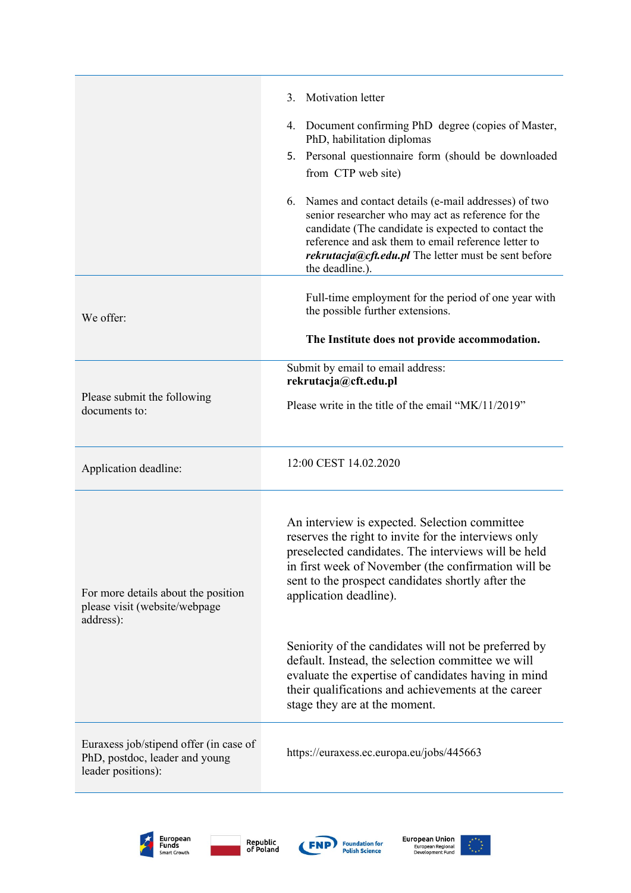| | |
|---|---|
| | 3. Motivation letter<br>4. Document confirming PhD degree (copies of Master, PhD, habilitation diplomas<br>5. Personal questionnaire form (should be downloaded from CTP web site)<br>6. Names and contact details (e-mail addresses) of two senior researcher who may act as reference for the candidate (The candidate is expected to contact the reference and ask them to email reference letter to ***rekrutacja@cft.edu.pl*** The letter must be sent before the deadline.). |
| We offer: | Full-time employment for the period of one year with the possible further extensions.<br><br>**The Institute does not provide accommodation.** |
| Please submit the following documents to: | Submit by email to email address: **rekrutacja@cft.edu.pl**<br><br>Please write in the title of the email "MK/11/2019" |
| Application deadline: | 12:00 CEST 14.02.2020 |
| For more details about the position please visit (website/webpage address): | An interview is expected. Selection committee reserves the right to invite for the interviews only preselected candidates. The interviews will be held in first week of November (the confirmation will be sent to the prospect candidates shortly after the application deadline).<br><br>Seniority of the candidates will not be preferred by default. Instead, the selection committee we will evaluate the expertise of candidates having in mind their qualifications and achievements at the career stage they are at the moment. |
| Euraxess job/stipend offer (in case of PhD, postdoc, leader and young leader positions): | https://euraxess.ec.europa.eu/jobs/445663 |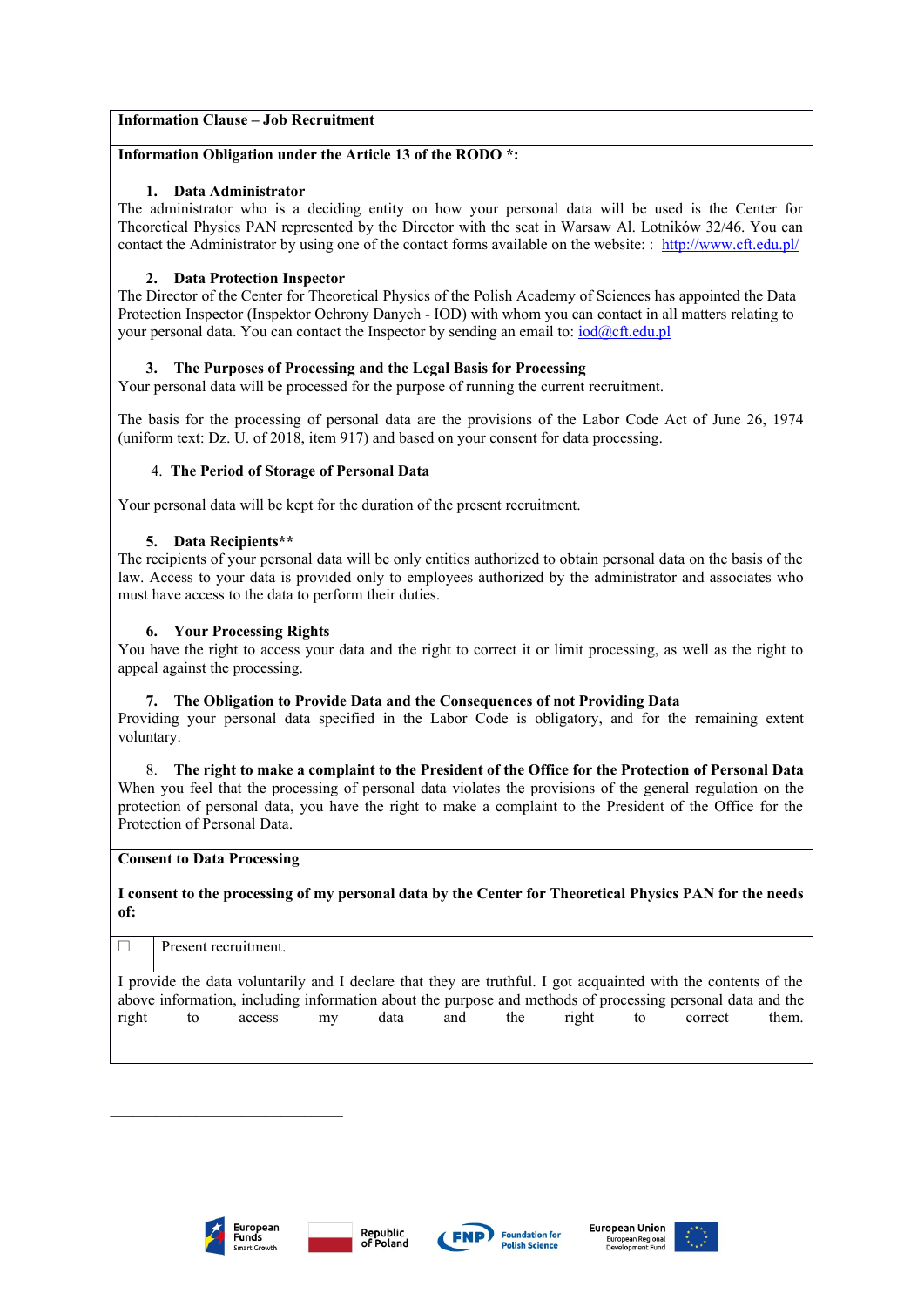**Information Clause – Job Recruitment**

**Information Obligation under the Article 13 of the RODO *:**

**1. Data Administrator**

The administrator who is a deciding entity on how your personal data will be used is the Center for Theoretical Physics PAN represented by the Director with the seat in Warsaw Al. Lotników 32/46. You can contact the Administrator by using one of the contact forms available on the website: : [http://www.cft.edu.pl/](http://www.cft.edu.pl/)

**2. Data Protection Inspector**

The Director of the Center for Theoretical Physics of the Polish Academy of Sciences has appointed the Data Protection Inspector (Inspektor Ochrony Danych - IOD) with whom you can contact in all matters relating to your personal data. You can contact the Inspector by sending an email to: [iod@cft.edu.pl](mailto:iod@cft.edu.pl)

**3. The Purposes of Processing and the Legal Basis for Processing**

Your personal data will be processed for the purpose of running the current recruitment.

The basis for the processing of personal data are the provisions of the Labor Code Act of June 26, 1974 (uniform text: Dz. U. of 2018, item 917) and based on your consent for data processing.

**4. The Period of Storage of Personal Data**

Your personal data will be kept for the duration of the present recruitment.

**5. Data Recipients****

The recipients of your personal data will be only entities authorized to obtain personal data on the basis of the law. Access to your data is provided only to employees authorized by the administrator and associates who must have access to the data to perform their duties.

**6. Your Processing Rights**

You have the right to access your data and the right to correct it or limit processing, as well as the right to appeal against the processing.

**7. The Obligation to Provide Data and the Consequences of not Providing Data**

Providing your personal data specified in the Labor Code is obligatory, and for the remaining extent voluntary.

**8. The right to make a complaint to the President of the Office for the Protection of Personal Data**

When you feel that the processing of personal data violates the provisions of the general regulation on the protection of personal data, you have the right to make a complaint to the President of the Office for the Protection of Personal Data.

**Consent to Data Processing**

**I consent to the processing of my personal data by the Center for Theoretical Physics PAN for the needs of:**

| ☐ | Present recruitment. |
|---|---|

I provide the data voluntarily and I declare that they are truthful. I got acquainted with the contents of the above information, including information about the purpose and methods of processing personal data and the right to access my data and the right to correct them.

---

European Funds Smart Growth | Republic of Poland | FNP Foundation for Polish Science | European Union European Regional Development Fund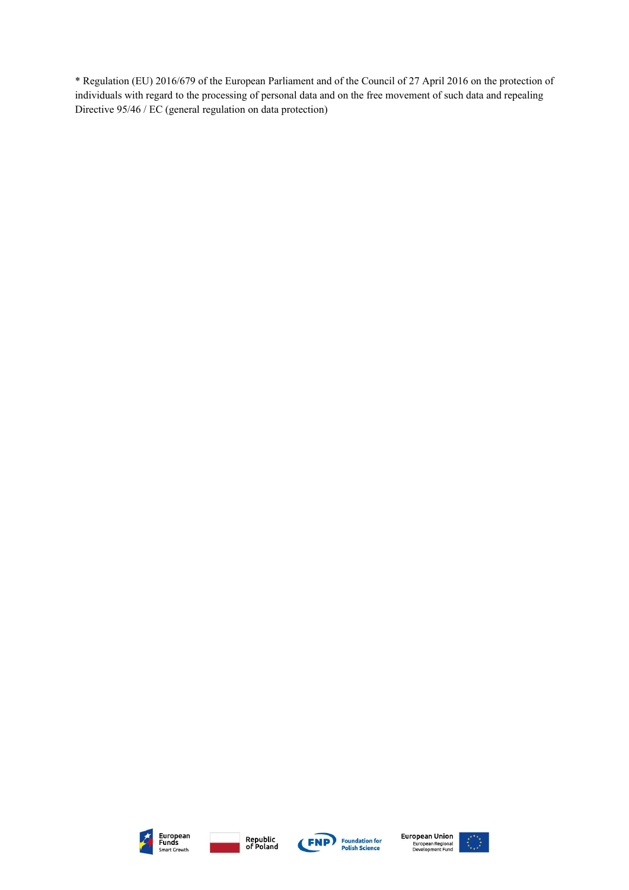* Regulation (EU) 2016/679 of the European Parliament and of the Council of 27 April 2016 on the protection of individuals with regard to the processing of personal data and on the free movement of such data and repealing Directive 95/46 / EC (general regulation on data protection)